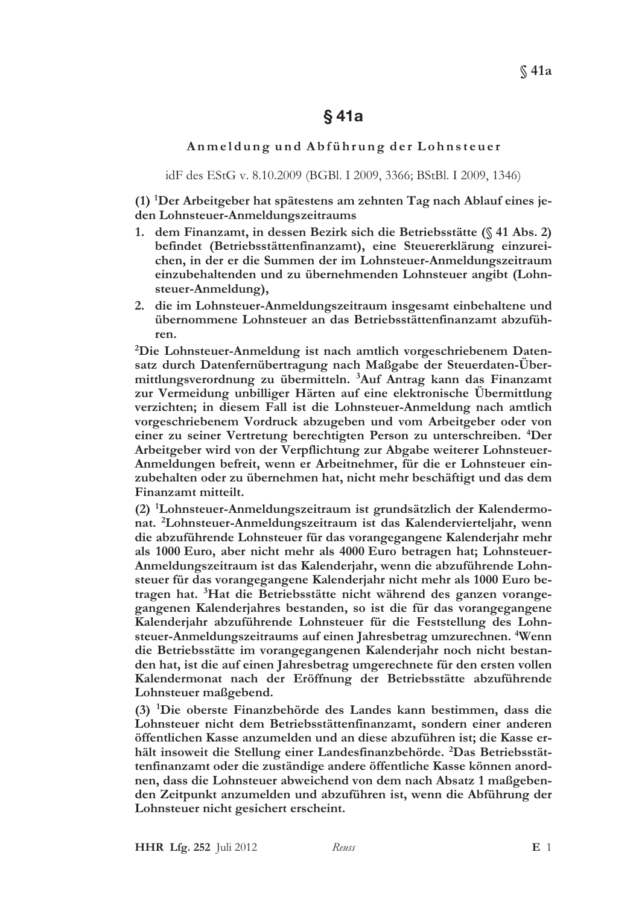# § 41a

## Anmeldung und Abführung der Lohnsteuer

idF des EStG v. 8.10.2009 (BGBl. I 2009, 3366; BStBl. I 2009, 1346)

**(1) [1]Der Arbeitgeber hat spätestens am zehnten Tag nach Ablauf eines jeden Lohnsteuer-Anmeldungszeitraums**

1. **dem Finanzamt, in dessen Bezirk sich die Betriebsstätte (§ 41 Abs. 2) befindet (Betriebsstättenfinanzamt), eine Steuererklärung einzureichen, in der er die Summen der im Lohnsteuer-Anmeldungszeitraum einzubehaltenden und zu übernehmenden Lohnsteuer angibt (Lohnsteuer-Anmeldung),**
2. **die im Lohnsteuer-Anmeldungszeitraum insgesamt einbehaltene und übernommene Lohnsteuer an das Betriebsstättenfinanzamt abzuführen.**

**[2]Die Lohnsteuer-Anmeldung ist nach amtlich vorgeschriebenem Datensatz durch Datenfernübertragung nach Maßgabe der Steuerdaten-Übermittlungsverordnung zu übermitteln. [3]Auf Antrag kann das Finanzamt zur Vermeidung unbilliger Härten auf eine elektronische Übermittlung verzichten; in diesem Fall ist die Lohnsteuer-Anmeldung nach amtlich vorgeschriebenem Vordruck abzugeben und vom Arbeitgeber oder von einer zu seiner Vertretung berechtigten Person zu unterschreiben. [4]Der Arbeitgeber wird von der Verpflichtung zur Abgabe weiterer Lohnsteuer-Anmeldungen befreit, wenn er Arbeitnehmer, für die er Lohnsteuer einzubehalten oder zu übernehmen hat, nicht mehr beschäftigt und das dem Finanzamt mitteilt.**

**(2) [1]Lohnsteuer-Anmeldungszeitraum ist grundsätzlich der Kalendermonat. [2]Lohnsteuer-Anmeldungszeitraum ist das Kalendervierteljahr, wenn die abzuführende Lohnsteuer für das vorangegangene Kalenderjahr mehr als 1000 Euro, aber nicht mehr als 4000 Euro betragen hat; Lohnsteuer-Anmeldungszeitraum ist das Kalenderjahr, wenn die abzuführende Lohnsteuer für das vorangegangene Kalenderjahr nicht mehr als 1000 Euro betragen hat. [3]Hat die Betriebsstätte nicht während des ganzen vorangegangenen Kalenderjahres bestanden, so ist die für das vorangegangene Kalenderjahr abzuführende Lohnsteuer für die Feststellung des Lohnsteuer-Anmeldungszeitraums auf einen Jahresbetrag umzurechnen. [4]Wenn die Betriebsstätte im vorangegangenen Kalenderjahr noch nicht bestanden hat, ist die auf einen Jahresbetrag umgerechnete für den ersten vollen Kalendermonat nach der Eröffnung der Betriebsstätte abzuführende Lohnsteuer maßgebend.**

**(3) [1]Die oberste Finanzbehörde des Landes kann bestimmen, dass die Lohnsteuer nicht dem Betriebsstättenfinanzamt, sondern einer anderen öffentlichen Kasse anzumelden und an diese abzuführen ist; die Kasse erhält insoweit die Stellung einer Landesfinanzbehörde. [2]Das Betriebsstättenfinanzamt oder die zuständige andere öffentliche Kasse können anordnen, dass die Lohnsteuer abweichend von dem nach Absatz 1 maßgebenden Zeitpunkt anzumelden und abzuführen ist, wenn die Abführung der Lohnsteuer nicht gesichert erscheint.**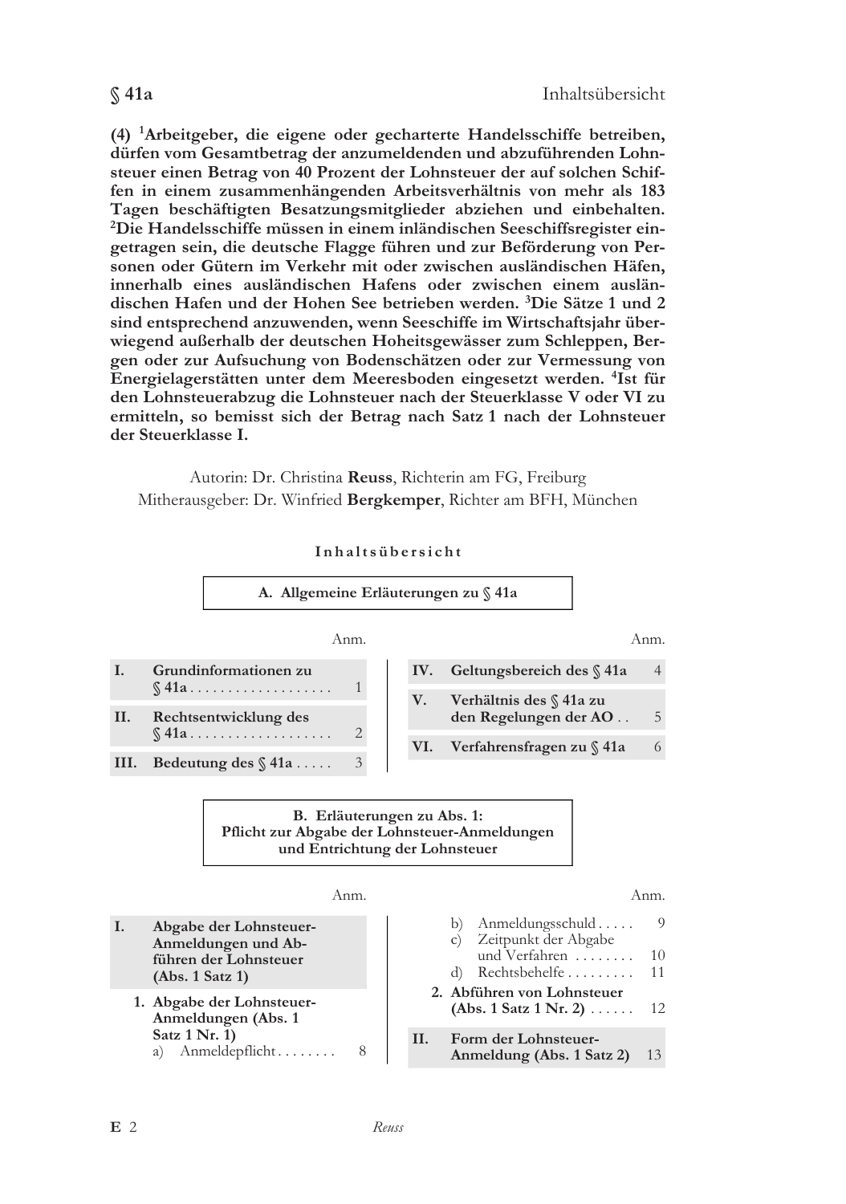**(4)** [1]**Arbeitgeber, die eigene oder gecharterte Handelsschiffe betreiben, dürfen vom Gesamtbetrag der anzumeldenden und abzuführenden Lohnsteuer einen Betrag von 40 Prozent der Lohnsteuer der auf solchen Schiffen in einem zusammenhängenden Arbeitsverhältnis von mehr als 183 Tagen beschäftigten Besatzungsmitglieder abziehen und einbehalten.** [2]**Die Handelsschiffe müssen in einem inländischen Seeschiffsregister eingetragen sein, die deutsche Flagge führen und zur Beförderung von Personen oder Gütern im Verkehr mit oder zwischen ausländischen Häfen, innerhalb eines ausländischen Hafens oder zwischen einem ausländischen Hafen und der Hohen See betrieben werden.** [3]**Die Sätze 1 und 2 sind entsprechend anzuwenden, wenn Seeschiffe im Wirtschaftsjahr überwiegend außerhalb der deutschen Hoheitsgewässer zum Schleppen, Bergen oder zur Aufsuchung von Bodenschätzen oder zur Vermessung von Energielagerstätten unter dem Meeresboden eingesetzt werden.** [4]**Ist für den Lohnsteuerabzug die Lohnsteuer nach der Steuerklasse V oder VI zu ermitteln, so bemisst sich der Betrag nach Satz 1 nach der Lohnsteuer der Steuerklasse I.**

Autorin: Dr. Christina **Reuss**, Richterin am FG, Freiburg
Mitherausgeber: Dr. Winfried **Bergkemper**, Richter am BFH, München

## Inhaltsübersicht

### A. Allgemeine Erläuterungen zu § 41a

| | | Anm. |
|---|---|---|
| **I.** | **Grundinformationen zu § 41a** | 1 |
| **II.** | **Rechtsentwicklung des § 41a** | 2 |
| **III.** | **Bedeutung des § 41a** | 3 |
| **IV.** | **Geltungsbereich des § 41a** | 4 |
| **V.** | **Verhältnis des § 41a zu den Regelungen der AO** | 5 |
| **VI.** | **Verfahrensfragen zu § 41a** | 6 |

### B. Erläuterungen zu Abs. 1: Pflicht zur Abgabe der Lohnsteuer-Anmeldungen und Entrichtung der Lohnsteuer

| | | Anm. |
|---|---|---|
| **I.** | **Abgabe der Lohnsteuer-Anmeldungen und Abführen der Lohnsteuer (Abs. 1 Satz 1)** | |
| | **1. Abgabe der Lohnsteuer-Anmeldungen (Abs. 1 Satz 1 Nr. 1)** | |
| | a) Anmeldepflicht | 8 |
| | b) Anmeldungsschuld | 9 |
| | c) Zeitpunkt der Abgabe und Verfahren | 10 |
| | d) Rechtsbehelfe | 11 |
| | **2. Abführen von Lohnsteuer (Abs. 1 Satz 1 Nr. 2)** | 12 |
| **II.** | **Form der Lohnsteuer-Anmeldung (Abs. 1 Satz 2)** | 13 |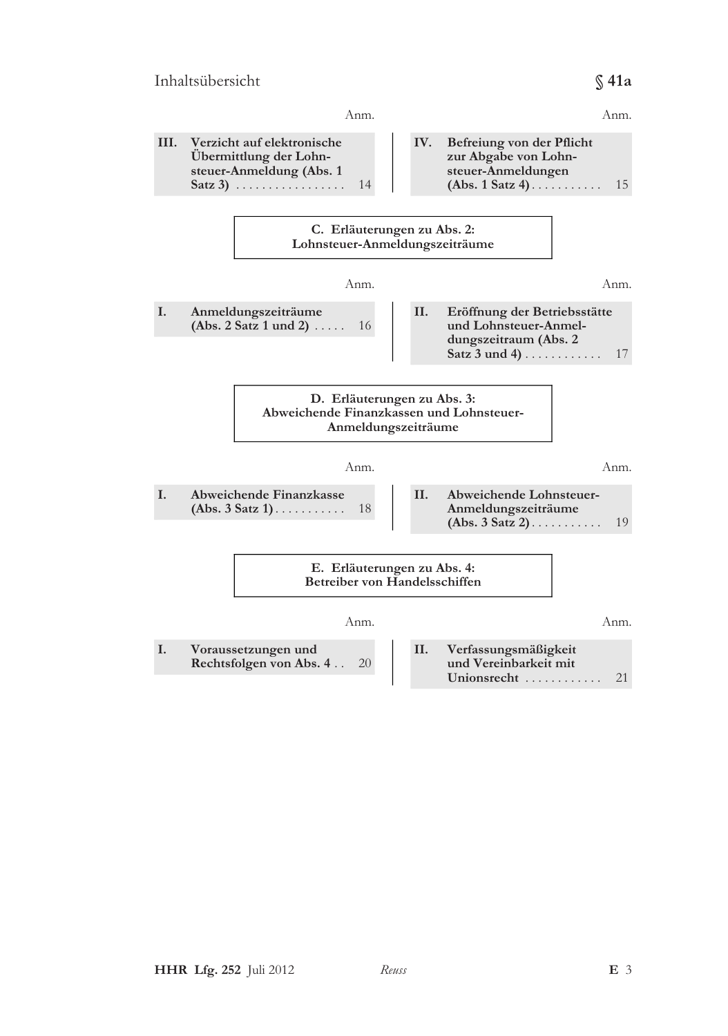| | Anm. | | Anm. |
|---|---|---|---|
| **III. Verzicht auf elektronische Übermittlung der Lohnsteuer-Anmeldung (Abs. 1 Satz 3)** | 14 | **IV. Befreiung von der Pflicht zur Abgabe von Lohnsteuer-Anmeldungen (Abs. 1 Satz 4)** | 15 |

## C. Erläuterungen zu Abs. 2: Lohnsteuer-Anmeldungszeiträume

| | Anm. | | Anm. |
|---|---|---|---|
| **I. Anmeldungszeiträume (Abs. 2 Satz 1 und 2)** | 16 | **II. Eröffnung der Betriebsstätte und Lohnsteuer-Anmeldungszeitraum (Abs. 2 Satz 3 und 4)** | 17 |

## D. Erläuterungen zu Abs. 3: Abweichende Finanzkassen und Lohnsteuer-Anmeldungszeiträume

| | Anm. | | Anm. |
|---|---|---|---|
| **I. Abweichende Finanzkasse (Abs. 3 Satz 1)** | 18 | **II. Abweichende Lohnsteuer-Anmeldungszeiträume (Abs. 3 Satz 2)** | 19 |

## E. Erläuterungen zu Abs. 4: Betreiber von Handelsschiffen

| | Anm. | | Anm. |
|---|---|---|---|
| **I. Voraussetzungen und Rechtsfolgen von Abs. 4** | 20 | **II. Verfassungsmäßigkeit und Vereinbarkeit mit Unionsrecht** | 21 |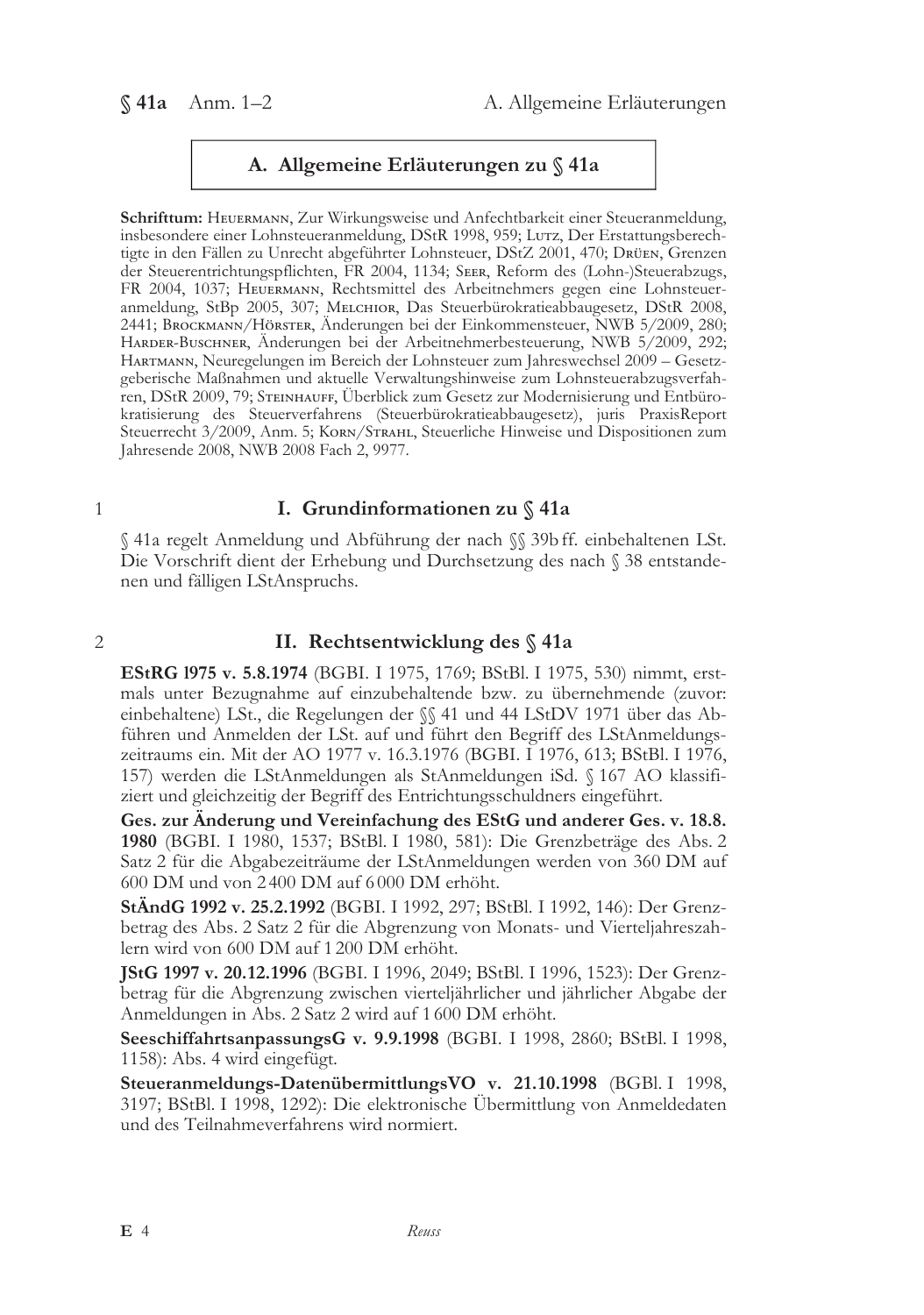## A. Allgemeine Erläuterungen zu § 41a

**Schrifttum:** Heuermann, Zur Wirkungsweise und Anfechtbarkeit einer Steueranmeldung, insbesondere einer Lohnsteueranmeldung, DStR 1998, 959; Lutz, Der Erstattungsberechtigte in den Fällen zu Unrecht abgeführter Lohnsteuer, DStZ 2001, 470; Drüen, Grenzen der Steuerentrichtungspflichten, FR 2004, 1134; Seer, Reform des (Lohn-)Steuerabzugs, FR 2004, 1037; Heuermann, Rechtsmittel des Arbeitnehmers gegen eine Lohnsteueranmeldung, StBp 2005, 307; Melchior, Das Steuerbürokratieabbaugesetz, DStR 2008, 2441; Brockmann/Hörster, Änderungen bei der Einkommensteuer, NWB 5/2009, 280; Harder-Buschner, Änderungen bei der Arbeitnehmerbesteuerung, NWB 5/2009, 292; Hartmann, Neuregelungen im Bereich der Lohnsteuer zum Jahreswechsel 2009 – Gesetzgeberische Maßnahmen und aktuelle Verwaltungshinweise zum Lohnsteuerabzugsverfahren, DStR 2009, 79; Steinhauff, Überblick zum Gesetz zur Modernisierung und Entbürokratisierung des Steuerverfahrens (Steuerbürokratieabbaugesetz), juris PraxisReport Steuerrecht 3/2009, Anm. 5; Korn/Strahl, Steuerliche Hinweise und Dispositionen zum Jahresende 2008, NWB 2008 Fach 2, 9977.

### 1 I. Grundinformationen zu § 41a

§ 41a regelt Anmeldung und Abführung der nach §§ 39b ff. einbehaltenen LSt. Die Vorschrift dient der Erhebung und Durchsetzung des nach § 38 entstandenen und fälligen LStAnspruchs.

### 2 II. Rechtsentwicklung des § 41a

**EStRG 1975 v. 5.8.1974** (BGBl. I 1975, 1769; BStBl. I 1975, 530) nimmt, erstmals unter Bezugnahme auf einzubehaltende bzw. zu übernehmende (zuvor: einbehaltene) LSt., die Regelungen der §§ 41 und 44 LStDV 1971 über das Abführen und Anmelden der LSt. auf und führt den Begriff des LStAnmeldungszeitraums ein. Mit der AO 1977 v. 16.3.1976 (BGBl. I 1976, 613; BStBl. I 1976, 157) werden die LStAnmeldungen als StAnmeldungen iSd. § 167 AO klassifiziert und gleichzeitig der Begriff des Entrichtungsschuldners eingeführt.

**Ges. zur Änderung und Vereinfachung des EStG und anderer Ges. v. 18.8. 1980** (BGBl. I 1980, 1537; BStBl. I 1980, 581): Die Grenzbeträge des Abs. 2 Satz 2 für die Abgabezeiträume der LStAnmeldungen werden von 360 DM auf 600 DM und von 2 400 DM auf 6 000 DM erhöht.

**StÄndG 1992 v. 25.2.1992** (BGBl. I 1992, 297; BStBl. I 1992, 146): Der Grenzbetrag des Abs. 2 Satz 2 für die Abgrenzung von Monats- und Vierteljahreszahlern wird von 600 DM auf 1 200 DM erhöht.

**JStG 1997 v. 20.12.1996** (BGBl. I 1996, 2049; BStBl. I 1996, 1523): Der Grenzbetrag für die Abgrenzung zwischen vierteljährlicher und jährlicher Abgabe der Anmeldungen in Abs. 2 Satz 2 wird auf 1 600 DM erhöht.

**SeeschiffahrtsanpassungsG v. 9.9.1998** (BGBl. I 1998, 2860; BStBl. I 1998, 1158): Abs. 4 wird eingefügt.

**Steueranmeldungs-DatenübermittlungsVO v. 21.10.1998** (BGBl. I 1998, 3197; BStBl. I 1998, 1292): Die elektronische Übermittlung von Anmeldedaten und des Teilnahmeverfahrens wird normiert.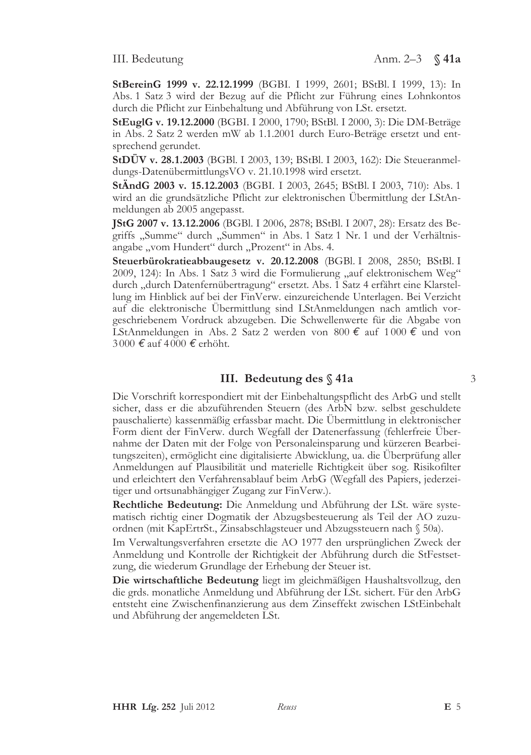**StBereinG 1999 v. 22.12.1999** (BGBI. I 1999, 2601; BStBl. I 1999, 13): In Abs. 1 Satz 3 wird der Bezug auf die Pflicht zur Führung eines Lohnkontos durch die Pflicht zur Einbehaltung und Abführung von LSt. ersetzt.

**StEuglG v. 19.12.2000** (BGBI. I 2000, 1790; BStBl. I 2000, 3): Die DM-Beträge in Abs. 2 Satz 2 werden mW ab 1.1.2001 durch Euro-Beträge ersetzt und entsprechend gerundet.

**StDÜV v. 28.1.2003** (BGBl. I 2003, 139; BStBl. I 2003, 162): Die Steueranmeldungs-DatenübermittlungsVO v. 21.10.1998 wird ersetzt.

**StÄndG 2003 v. 15.12.2003** (BGBI. I 2003, 2645; BStBl. I 2003, 710): Abs. 1 wird an die grundsätzliche Pflicht zur elektronischen Übermittlung der LStAnmeldungen ab 2005 angepasst.

**JStG 2007 v. 13.12.2006** (BGBl. I 2006, 2878; BStBl. I 2007, 28): Ersatz des Begriffs „Summe" durch „Summen" in Abs. 1 Satz 1 Nr. 1 und der Verhältnisangabe „vom Hundert" durch „Prozent" in Abs. 4.

**Steuerbürokratieabbaugesetz v. 20.12.2008** (BGBl. I 2008, 2850; BStBl. I 2009, 124): In Abs. 1 Satz 3 wird die Formulierung „auf elektronischem Weg" durch „durch Datenfernübertragung" ersetzt. Abs. 1 Satz 4 erfährt eine Klarstellung im Hinblick auf bei der FinVerw. einzureichende Unterlagen. Bei Verzicht auf die elektronische Übermittlung sind LStAnmeldungen nach amtlich vorgeschriebenem Vordruck abzugeben. Die Schwellenwerte für die Abgabe von LStAnmeldungen in Abs. 2 Satz 2 werden von 800 € auf 1 000 € und von 3 000 € auf 4 000 € erhöht.

## III. Bedeutung des § 41a

3

Die Vorschrift korrespondiert mit der Einbehaltungspflicht des ArbG und stellt sicher, dass er die abzuführenden Steuern (des ArbN bzw. selbst geschuldete pauschalierte) kassenmäßig erfassbar macht. Die Übermittlung in elektronischer Form dient der FinVerw. durch Wegfall der Datenerfassung (fehlerfreie Übernahme der Daten mit der Folge von Personaleinsparung und kürzeren Bearbeitungszeiten), ermöglicht eine digitalisierte Abwicklung, ua. die Überprüfung aller Anmeldungen auf Plausibilität und materielle Richtigkeit über sog. Risikofilter und erleichtert den Verfahrensablauf beim ArbG (Wegfall des Papiers, jederzeitiger und ortsunabhängiger Zugang zur FinVerw.).

**Rechtliche Bedeutung:** Die Anmeldung und Abführung der LSt. wäre systematisch richtig einer Dogmatik der Abzugsbesteuerung als Teil der AO zuzuordnen (mit KapErtrSt., Zinsabschlagsteuer und Abzugssteuern nach § 50a).

Im Verwaltungsverfahren ersetzte die AO 1977 den ursprünglichen Zweck der Anmeldung und Kontrolle der Richtigkeit der Abführung durch die StFestsetzung, die wiederum Grundlage der Erhebung der Steuer ist.

**Die wirtschaftliche Bedeutung** liegt im gleichmäßigen Haushaltsvollzug, den die grds. monatliche Anmeldung und Abführung der LSt. sichert. Für den ArbG entsteht eine Zwischenfinanzierung aus dem Zinseffekt zwischen LStEinbehalt und Abführung der angemeldeten LSt.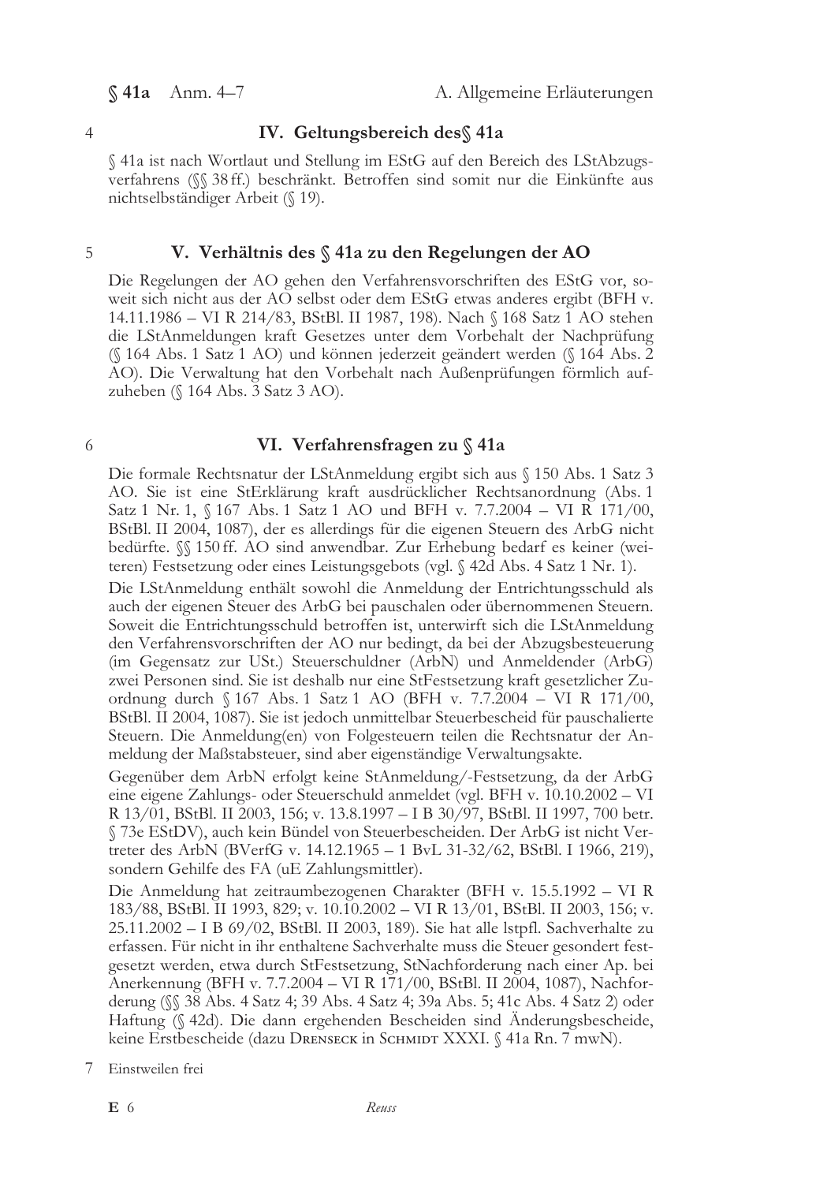4

## IV. Geltungsbereich des§ 41a

§ 41a ist nach Wortlaut und Stellung im EStG auf den Bereich des LStAbzugsverfahrens (§§ 38 ff.) beschränkt. Betroffen sind somit nur die Einkünfte aus nichtselbständiger Arbeit (§ 19).

5

## V. Verhältnis des § 41a zu den Regelungen der AO

Die Regelungen der AO gehen den Verfahrensvorschriften des EStG vor, soweit sich nicht aus der AO selbst oder dem EStG etwas anderes ergibt (BFH v. 14.11.1986 – VI R 214/83, BStBl. II 1987, 198). Nach § 168 Satz 1 AO stehen die LStAnmeldungen kraft Gesetzes unter dem Vorbehalt der Nachprüfung (§ 164 Abs. 1 Satz 1 AO) und können jederzeit geändert werden (§ 164 Abs. 2 AO). Die Verwaltung hat den Vorbehalt nach Außenprüfungen förmlich aufzuheben (§ 164 Abs. 3 Satz 3 AO).

6

## VI. Verfahrensfragen zu § 41a

Die formale Rechtsnatur der LStAnmeldung ergibt sich aus § 150 Abs. 1 Satz 3 AO. Sie ist eine StErklärung kraft ausdrücklicher Rechtsanordnung (Abs. 1 Satz 1 Nr. 1, § 167 Abs. 1 Satz 1 AO und BFH v. 7.7.2004 – VI R 171/00, BStBl. II 2004, 1087), der es allerdings für die eigenen Steuern des ArbG nicht bedürfte. §§ 150 ff. AO sind anwendbar. Zur Erhebung bedarf es keiner (weiteren) Festsetzung oder eines Leistungsgebots (vgl. § 42d Abs. 4 Satz 1 Nr. 1).

Die LStAnmeldung enthält sowohl die Anmeldung der Entrichtungsschuld als auch der eigenen Steuer des ArbG bei pauschalen oder übernommenen Steuern. Soweit die Entrichtungsschuld betroffen ist, unterwirft sich die LStAnmeldung den Verfahrensvorschriften der AO nur bedingt, da bei der Abzugsbesteuerung (im Gegensatz zur USt.) Steuerschuldner (ArbN) und Anmeldender (ArbG) zwei Personen sind. Sie ist deshalb nur eine StFestsetzung kraft gesetzlicher Zuordnung durch § 167 Abs. 1 Satz 1 AO (BFH v. 7.7.2004 – VI R 171/00, BStBl. II 2004, 1087). Sie ist jedoch unmittelbar Steuerbescheid für pauschalierte Steuern. Die Anmeldung(en) von Folgesteuern teilen die Rechtsnatur der Anmeldung der Maßstabsteuer, sind aber eigenständige Verwaltungsakte.

Gegenüber dem ArbN erfolgt keine StAnmeldung/-Festsetzung, da der ArbG eine eigene Zahlungs- oder Steuerschuld anmeldet (vgl. BFH v. 10.10.2002 – VI R 13/01, BStBl. II 2003, 156; v. 13.8.1997 – I B 30/97, BStBl. II 1997, 700 betr. § 73e EStDV), auch kein Bündel von Steuerbescheiden. Der ArbG ist nicht Vertreter des ArbN (BVerfG v. 14.12.1965 – 1 BvL 31-32/62, BStBl. I 1966, 219), sondern Gehilfe des FA (uE Zahlungsmittler).

Die Anmeldung hat zeitraumbezogenen Charakter (BFH v. 15.5.1992 – VI R 183/88, BStBl. II 1993, 829; v. 10.10.2002 – VI R 13/01, BStBl. II 2003, 156; v. 25.11.2002 – I B 69/02, BStBl. II 2003, 189). Sie hat alle lstpfl. Sachverhalte zu erfassen. Für nicht in ihr enthaltene Sachverhalte muss die Steuer gesondert festgesetzt werden, etwa durch StFestsetzung, StNachforderung nach einer Ap. bei Anerkennung (BFH v. 7.7.2004 – VI R 171/00, BStBl. II 2004, 1087), Nachforderung (§§ 38 Abs. 4 Satz 4; 39 Abs. 4 Satz 4; 39a Abs. 5; 41c Abs. 4 Satz 2) oder Haftung (§ 42d). Die dann ergehenden Bescheiden sind Änderungsbescheide, keine Erstbescheide (dazu Drenseck in Schmidt XXXI. § 41a Rn. 7 mwN).

7 Einstweilen frei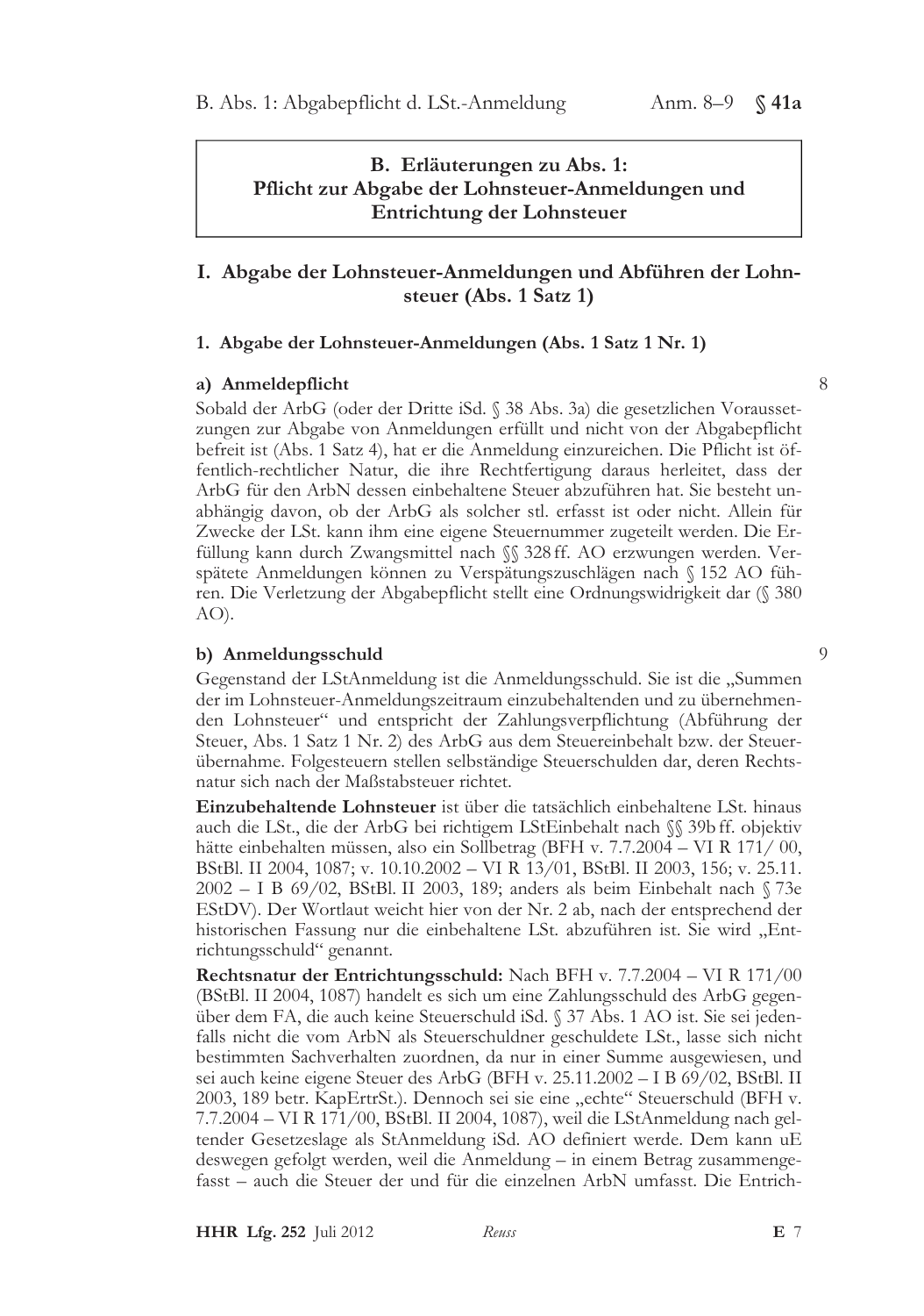## B. Erläuterungen zu Abs. 1: Pflicht zur Abgabe der Lohnsteuer-Anmeldungen und Entrichtung der Lohnsteuer

### I. Abgabe der Lohnsteuer-Anmeldungen und Abführen der Lohnsteuer (Abs. 1 Satz 1)

#### 1. Abgabe der Lohnsteuer-Anmeldungen (Abs. 1 Satz 1 Nr. 1)

##### a) Anmeldepflicht

8

Sobald der ArbG (oder der Dritte iSd. § 38 Abs. 3a) die gesetzlichen Voraussetzungen zur Abgabe von Anmeldungen erfüllt und nicht von der Abgabepflicht befreit ist (Abs. 1 Satz 4), hat er die Anmeldung einzureichen. Die Pflicht ist öffentlich-rechtlicher Natur, die ihre Rechtfertigung daraus herleitet, dass der ArbG für den ArbN dessen einbehaltene Steuer abzuführen hat. Sie besteht unabhängig davon, ob der ArbG als solcher stl. erfasst ist oder nicht. Allein für Zwecke der LSt. kann ihm eine eigene Steuernummer zugeteilt werden. Die Erfüllung kann durch Zwangsmittel nach §§ 328 ff. AO erzwungen werden. Verspätete Anmeldungen können zu Verspätungszuschlägen nach § 152 AO führen. Die Verletzung der Abgabepflicht stellt eine Ordnungswidrigkeit dar (§ 380 AO).

##### b) Anmeldungsschuld

9

Gegenstand der LStAnmeldung ist die Anmeldungsschuld. Sie ist die „Summen der im Lohnsteuer-Anmeldungszeitraum einzubehaltenden und zu übernehmenden Lohnsteuer" und entspricht der Zahlungsverpflichtung (Abführung der Steuer, Abs. 1 Satz 1 Nr. 2) des ArbG aus dem Steuereinbehalt bzw. der Steuerübernahme. Folgesteuern stellen selbständige Steuerschulden dar, deren Rechtsnatur sich nach der Maßstabsteuer richtet.

**Einzubehaltende Lohnsteuer** ist über die tatsächlich einbehaltene LSt. hinaus auch die LSt., die der ArbG bei richtigem LStEinbehalt nach §§ 39b ff. objektiv hätte einbehalten müssen, also ein Sollbetrag (BFH v. 7.7.2004 – VI R 171/ 00, BStBl. II 2004, 1087; v. 10.10.2002 – VI R 13/01, BStBl. II 2003, 156; v. 25.11. 2002 – I B 69/02, BStBl. II 2003, 189; anders als beim Einbehalt nach § 73e EStDV). Der Wortlaut weicht hier von der Nr. 2 ab, nach der entsprechend der historischen Fassung nur die einbehaltene LSt. abzuführen ist. Sie wird „Entrichtungsschuld" genannt.

**Rechtsnatur der Entrichtungsschuld:** Nach BFH v. 7.7.2004 – VI R 171/00 (BStBl. II 2004, 1087) handelt es sich um eine Zahlungsschuld des ArbG gegenüber dem FA, die auch keine Steuerschuld iSd. § 37 Abs. 1 AO ist. Sie sei jedenfalls nicht die vom ArbN als Steuerschuldner geschuldete LSt., lasse sich nicht bestimmten Sachverhalten zuordnen, da nur in einer Summe ausgewiesen, und sei auch keine eigene Steuer des ArbG (BFH v. 25.11.2002 – I B 69/02, BStBl. II 2003, 189 betr. KapErtrSt.). Dennoch sei sie eine „echte" Steuerschuld (BFH v. 7.7.2004 – VI R 171/00, BStBl. II 2004, 1087), weil die LStAnmeldung nach geltender Gesetzeslage als StAnmeldung iSd. AO definiert werde. Dem kann uE deswegen gefolgt werden, weil die Anmeldung – in einem Betrag zusammengefasst – auch die Steuer der und für die einzelnen ArbN umfasst. Die Entrich-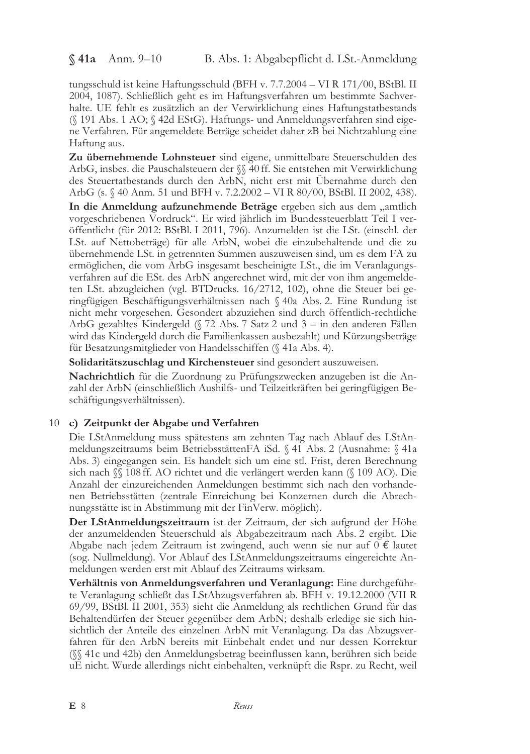tungsschuld ist keine Haftungsschuld (BFH v. 7.7.2004 – VI R 171/00, BStBl. II 2004, 1087). Schließlich geht es im Haftungsverfahren um bestimmte Sachverhalte. UE fehlt es zusätzlich an der Verwirklichung eines Haftungstatbestands (§ 191 Abs. 1 AO; § 42d EStG). Haftungs- und Anmeldungsverfahren sind eigene Verfahren. Für angemeldete Beträge scheidet daher zB bei Nichtzahlung eine Haftung aus.

**Zu übernehmende Lohnsteuer** sind eigene, unmittelbare Steuerschulden des ArbG, insbes. die Pauschalsteuern der §§ 40 ff. Sie entstehen mit Verwirklichung des Steuertatbestands durch den ArbN, nicht erst mit Übernahme durch den ArbG (s. § 40 Anm. 51 und BFH v. 7.2.2002 – VI R 80/00, BStBl. II 2002, 438).

**In die Anmeldung aufzunehmende Beträge** ergeben sich aus dem „amtlich vorgeschriebenen Vordruck". Er wird jährlich im Bundessteuerblatt Teil I veröffentlicht (für 2012: BStBl. I 2011, 796). Anzumelden ist die LSt. (einschl. der LSt. auf Nettobeträge) für alle ArbN, wobei die einzubehaltende und die zu übernehmende LSt. in getrennten Summen auszuweisen sind, um es dem FA zu ermöglichen, die vom ArbG insgesamt bescheinigte LSt., die im Veranlagungsverfahren auf die ESt. des ArbN angerechnet wird, mit der von ihm angemeldeten LSt. abzugleichen (vgl. BTDrucks. 16/2712, 102), ohne die Steuer bei geringfügigen Beschäftigungsverhältnissen nach § 40a Abs. 2. Eine Rundung ist nicht mehr vorgesehen. Gesondert abzuziehen sind durch öffentlich-rechtliche ArbG gezahltes Kindergeld (§ 72 Abs. 7 Satz 2 und 3 – in den anderen Fällen wird das Kindergeld durch die Familienkassen ausbezahlt) und Kürzungsbeträge für Besatzungsmitglieder von Handelsschiffen (§ 41a Abs. 4).

**Solidaritätszuschlag und Kirchensteuer** sind gesondert auszuweisen.

**Nachrichtlich** für die Zuordnung zu Prüfungszwecken anzugeben ist die Anzahl der ArbN (einschließlich Aushilfs- und Teilzeitkräften bei geringfügigen Beschäftigungsverhältnissen).

### 10 c) Zeitpunkt der Abgabe und Verfahren

Die LStAnmeldung muss spätestens am zehnten Tag nach Ablauf des LStAnmeldungszeitraums beim BetriebsstättenFA iSd. § 41 Abs. 2 (Ausnahme: § 41a Abs. 3) eingegangen sein. Es handelt sich um eine stl. Frist, deren Berechnung sich nach §§ 108 ff. AO richtet und die verlängert werden kann (§ 109 AO). Die Anzahl der einzureichenden Anmeldungen bestimmt sich nach den vorhandenen Betriebsstätten (zentrale Einreichung bei Konzernen durch die Abrechnungsstätte ist in Abstimmung mit der FinVerw. möglich).

**Der LStAnmeldungszeitraum** ist der Zeitraum, der sich aufgrund der Höhe der anzumeldenden Steuerschuld als Abgabezeitraum nach Abs. 2 ergibt. Die Abgabe nach jedem Zeitraum ist zwingend, auch wenn sie nur auf 0 € lautet (sog. Nullmeldung). Vor Ablauf des LStAnmeldungszeitraums eingereichte Anmeldungen werden erst mit Ablauf des Zeitraums wirksam.

**Verhältnis von Anmeldungsverfahren und Veranlagung:** Eine durchgeführte Veranlagung schließt das LStAbzugsverfahren ab. BFH v. 19.12.2000 (VII R 69/99, BStBl. II 2001, 353) sieht die Anmeldung als rechtlichen Grund für das Behaltendürfen der Steuer gegenüber dem ArbN; deshalb erledige sie sich hinsichtlich der Anteile des einzelnen ArbN mit Veranlagung. Da das Abzugsverfahren für den ArbN bereits mit Einbehalt endet und nur dessen Korrektur (§§ 41c und 42b) den Anmeldungsbetrag beeinflussen kann, berühren sich beide uE nicht. Wurde allerdings nicht einbehalten, verknüpft die Rspr. zu Recht, weil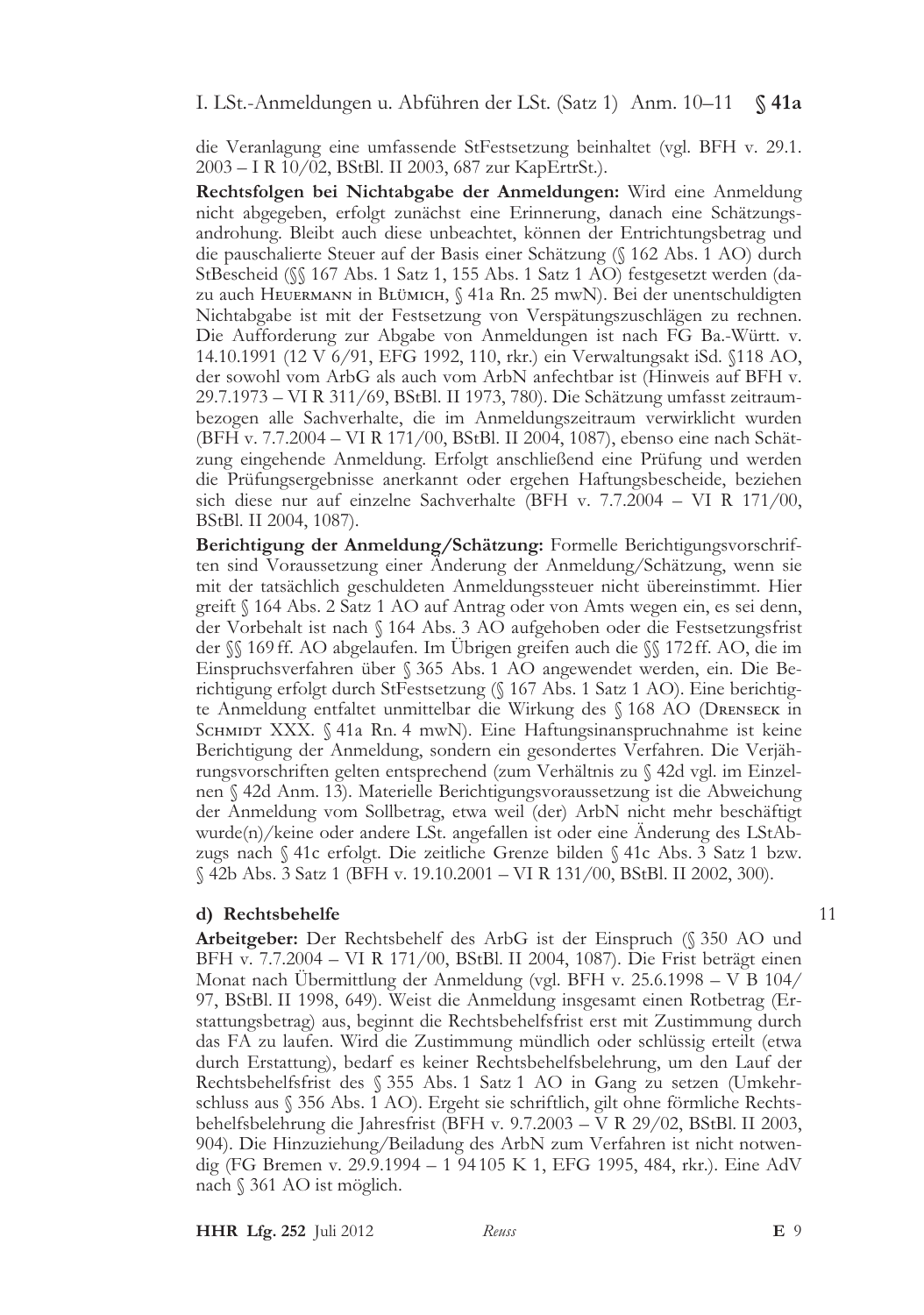die Veranlagung eine umfassende StFestsetzung beinhaltet (vgl. BFH v. 29.1. 2003 – I R 10/02, BStBl. II 2003, 687 zur KapErtrSt.).

**Rechtsfolgen bei Nichtabgabe der Anmeldungen:** Wird eine Anmeldung nicht abgegeben, erfolgt zunächst eine Erinnerung, danach eine Schätzungsandrohung. Bleibt auch diese unbeachtet, können der Entrichtungsbetrag und die pauschalierte Steuer auf der Basis einer Schätzung (§ 162 Abs. 1 AO) durch StBescheid (§§ 167 Abs. 1 Satz 1, 155 Abs. 1 Satz 1 AO) festgesetzt werden (dazu auch Heuermann in Blümich, § 41a Rn. 25 mwN). Bei der unentschuldigten Nichtabgabe ist mit der Festsetzung von Verspätungszuschlägen zu rechnen. Die Aufforderung zur Abgabe von Anmeldungen ist nach FG Ba.-Württ. v. 14.10.1991 (12 V 6/91, EFG 1992, 110, rkr.) ein Verwaltungsakt iSd. §118 AO, der sowohl vom ArbG als auch vom ArbN anfechtbar ist (Hinweis auf BFH v. 29.7.1973 – VI R 311/69, BStBl. II 1973, 780). Die Schätzung umfasst zeitraumbezogen alle Sachverhalte, die im Anmeldungszeitraum verwirklicht wurden (BFH v. 7.7.2004 – VI R 171/00, BStBl. II 2004, 1087), ebenso eine nach Schätzung eingehende Anmeldung. Erfolgt anschließend eine Prüfung und werden die Prüfungsergebnisse anerkannt oder ergehen Haftungsbescheide, beziehen sich diese nur auf einzelne Sachverhalte (BFH v. 7.7.2004 – VI R 171/00, BStBl. II 2004, 1087).

**Berichtigung der Anmeldung/Schätzung:** Formelle Berichtigungsvorschriften sind Voraussetzung einer Änderung der Anmeldung/Schätzung, wenn sie mit der tatsächlich geschuldeten Anmeldungssteuer nicht übereinstimmt. Hier greift § 164 Abs. 2 Satz 1 AO auf Antrag oder von Amts wegen ein, es sei denn, der Vorbehalt ist nach § 164 Abs. 3 AO aufgehoben oder die Festsetzungsfrist der §§ 169 ff. AO abgelaufen. Im Übrigen greifen auch die §§ 172 ff. AO, die im Einspruchsverfahren über § 365 Abs. 1 AO angewendet werden, ein. Die Berichtigung erfolgt durch StFestsetzung (§ 167 Abs. 1 Satz 1 AO). Eine berichtigte Anmeldung entfaltet unmittelbar die Wirkung des § 168 AO (Drenseck in Schmidt XXX. § 41a Rn. 4 mwN). Eine Haftungsinanspruchnahme ist keine Berichtigung der Anmeldung, sondern ein gesondertes Verfahren. Die Verjährungsvorschriften gelten entsprechend (zum Verhältnis zu § 42d vgl. im Einzelnen § 42d Anm. 13). Materielle Berichtigungsvoraussetzung ist die Abweichung der Anmeldung vom Sollbetrag, etwa weil (der) ArbN nicht mehr beschäftigt wurde(n)/keine oder andere LSt. angefallen ist oder eine Änderung des LStAbzugs nach § 41c erfolgt. Die zeitliche Grenze bilden § 41c Abs. 3 Satz 1 bzw. § 42b Abs. 3 Satz 1 (BFH v. 19.10.2001 – VI R 131/00, BStBl. II 2002, 300).

#### d) Rechtsbehelfe

11

**Arbeitgeber:** Der Rechtsbehelf des ArbG ist der Einspruch (§ 350 AO und BFH v. 7.7.2004 – VI R 171/00, BStBl. II 2004, 1087). Die Frist beträgt einen Monat nach Übermittlung der Anmeldung (vgl. BFH v. 25.6.1998 – V B 104/97, BStBl. II 1998, 649). Weist die Anmeldung insgesamt einen Rotbetrag (Erstattungsbetrag) aus, beginnt die Rechtsbehelfsfrist erst mit Zustimmung durch das FA zu laufen. Wird die Zustimmung mündlich oder schlüssig erteilt (etwa durch Erstattung), bedarf es keiner Rechtsbehelfsbelehrung, um den Lauf der Rechtsbehelfsfrist des § 355 Abs. 1 Satz 1 AO in Gang zu setzen (Umkehrschluss aus § 356 Abs. 1 AO). Ergeht sie schriftlich, gilt ohne förmliche Rechtsbehelfsbelehrung die Jahresfrist (BFH v. 9.7.2003 – V R 29/02, BStBl. II 2003, 904). Die Hinzuziehung/Beiladung des ArbN zum Verfahren ist nicht notwendig (FG Bremen v. 29.9.1994 – 1 94105 K 1, EFG 1995, 484, rkr.). Eine AdV nach § 361 AO ist möglich.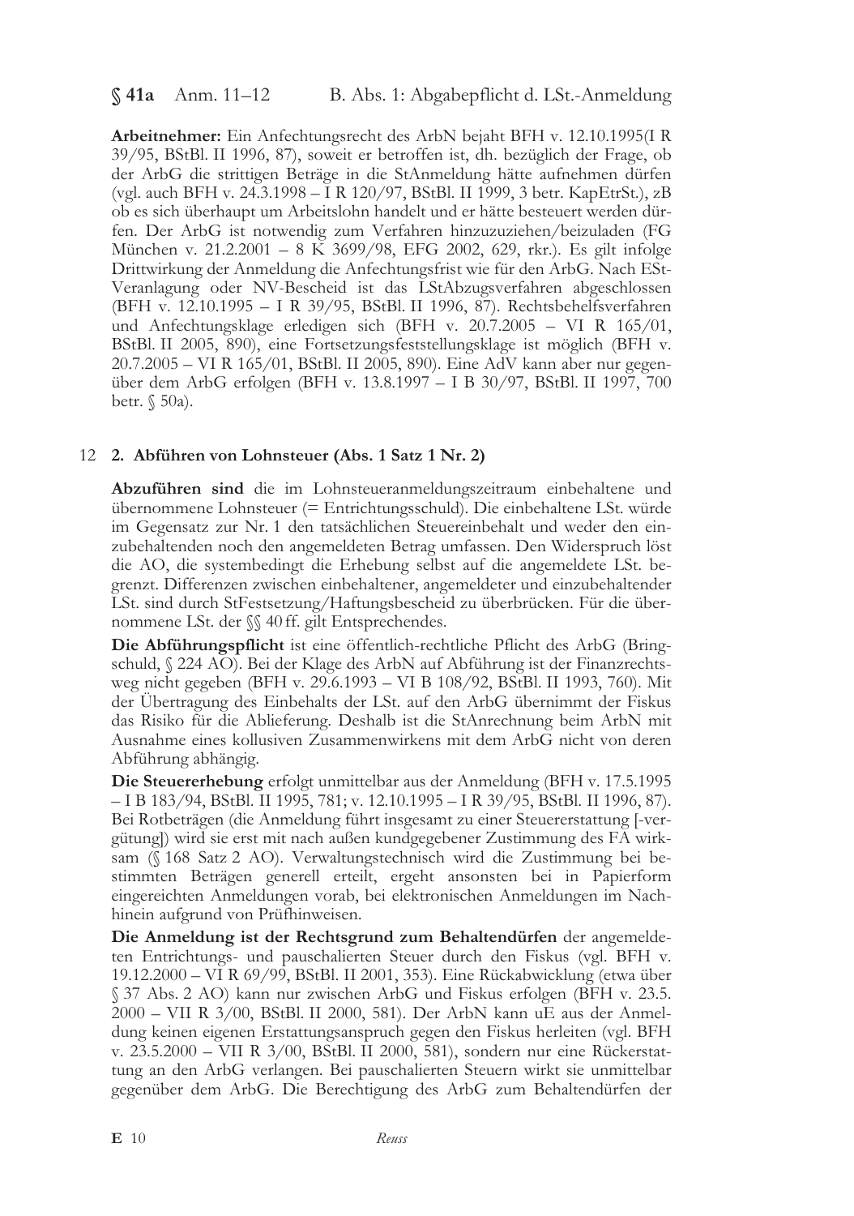**Arbeitnehmer:** Ein Anfechtungsrecht des ArbN bejaht BFH v. 12.10.1995(I R 39/95, BStBl. II 1996, 87), soweit er betroffen ist, dh. bezüglich der Frage, ob der ArbG die strittigen Beträge in die StAnmeldung hätte aufnehmen dürfen (vgl. auch BFH v. 24.3.1998 – I R 120/97, BStBl. II 1999, 3 betr. KapEtrSt.), zB ob es sich überhaupt um Arbeitslohn handelt und er hätte besteuert werden dürfen. Der ArbG ist notwendig zum Verfahren hinzuzuziehen/beizuladen (FG München v. 21.2.2001 – 8 K 3699/98, EFG 2002, 629, rkr.). Es gilt infolge Drittwirkung der Anmeldung die Anfechtungsfrist wie für den ArbG. Nach ESt-Veranlagung oder NV-Bescheid ist das LStAbzugsverfahren abgeschlossen (BFH v. 12.10.1995 – I R 39/95, BStBl. II 1996, 87). Rechtsbehelfsverfahren und Anfechtungsklage erledigen sich (BFH v. 20.7.2005 – VI R 165/01, BStBl. II 2005, 890), eine Fortsetzungsfeststellungsklage ist möglich (BFH v. 20.7.2005 – VI R 165/01, BStBl. II 2005, 890). Eine AdV kann aber nur gegenüber dem ArbG erfolgen (BFH v. 13.8.1997 – I B 30/97, BStBl. II 1997, 700 betr. § 50a).

12 **2. Abführen von Lohnsteuer (Abs. 1 Satz 1 Nr. 2)**

**Abzuführen sind** die im Lohnsteueranmeldungszeitraum einbehaltene und übernommene Lohnsteuer (= Entrichtungsschuld). Die einbehaltene LSt. würde im Gegensatz zur Nr. 1 den tatsächlichen Steuereinbehalt und weder den einzubehaltenden noch den angemeldeten Betrag umfassen. Den Widerspruch löst die AO, die systembedingt die Erhebung selbst auf die angemeldete LSt. begrenzt. Differenzen zwischen einbehaltener, angemeldeter und einzubehaltender LSt. sind durch StFestsetzung/Haftungsbescheid zu überbrücken. Für die übernommene LSt. der §§ 40 ff. gilt Entsprechendes.

**Die Abführungspflicht** ist eine öffentlich-rechtliche Pflicht des ArbG (Bringschuld, § 224 AO). Bei der Klage des ArbN auf Abführung ist der Finanzrechtsweg nicht gegeben (BFH v. 29.6.1993 – VI B 108/92, BStBl. II 1993, 760). Mit der Übertragung des Einbehalts der LSt. auf den ArbG übernimmt der Fiskus das Risiko für die Ablieferung. Deshalb ist die StAnrechnung beim ArbN mit Ausnahme eines kollusiven Zusammenwirkens mit dem ArbG nicht von deren Abführung abhängig.

**Die Steuererhebung** erfolgt unmittelbar aus der Anmeldung (BFH v. 17.5.1995 – I B 183/94, BStBl. II 1995, 781; v. 12.10.1995 – I R 39/95, BStBl. II 1996, 87). Bei Rotbeträgen (die Anmeldung führt insgesamt zu einer Steuererstattung [-vergütung]) wird sie erst mit nach außen kundgegebener Zustimmung des FA wirksam (§ 168 Satz 2 AO). Verwaltungstechnisch wird die Zustimmung bei bestimmten Beträgen generell erteilt, ergeht ansonsten bei in Papierform eingereichten Anmeldungen vorab, bei elektronischen Anmeldungen im Nachhinein aufgrund von Prüfhinweisen.

**Die Anmeldung ist der Rechtsgrund zum Behaltendürfen** der angemeldeten Entrichtungs- und pauschalierten Steuer durch den Fiskus (vgl. BFH v. 19.12.2000 – VI R 69/99, BStBl. II 2001, 353). Eine Rückabwicklung (etwa über § 37 Abs. 2 AO) kann nur zwischen ArbG und Fiskus erfolgen (BFH v. 23.5. 2000 – VII R 3/00, BStBl. II 2000, 581). Der ArbN kann uE aus der Anmeldung keinen eigenen Erstattungsanspruch gegen den Fiskus herleiten (vgl. BFH v. 23.5.2000 – VII R 3/00, BStBl. II 2000, 581), sondern nur eine Rückerstattung an den ArbG verlangen. Bei pauschalierten Steuern wirkt sie unmittelbar gegenüber dem ArbG. Die Berechtigung des ArbG zum Behaltendürfen der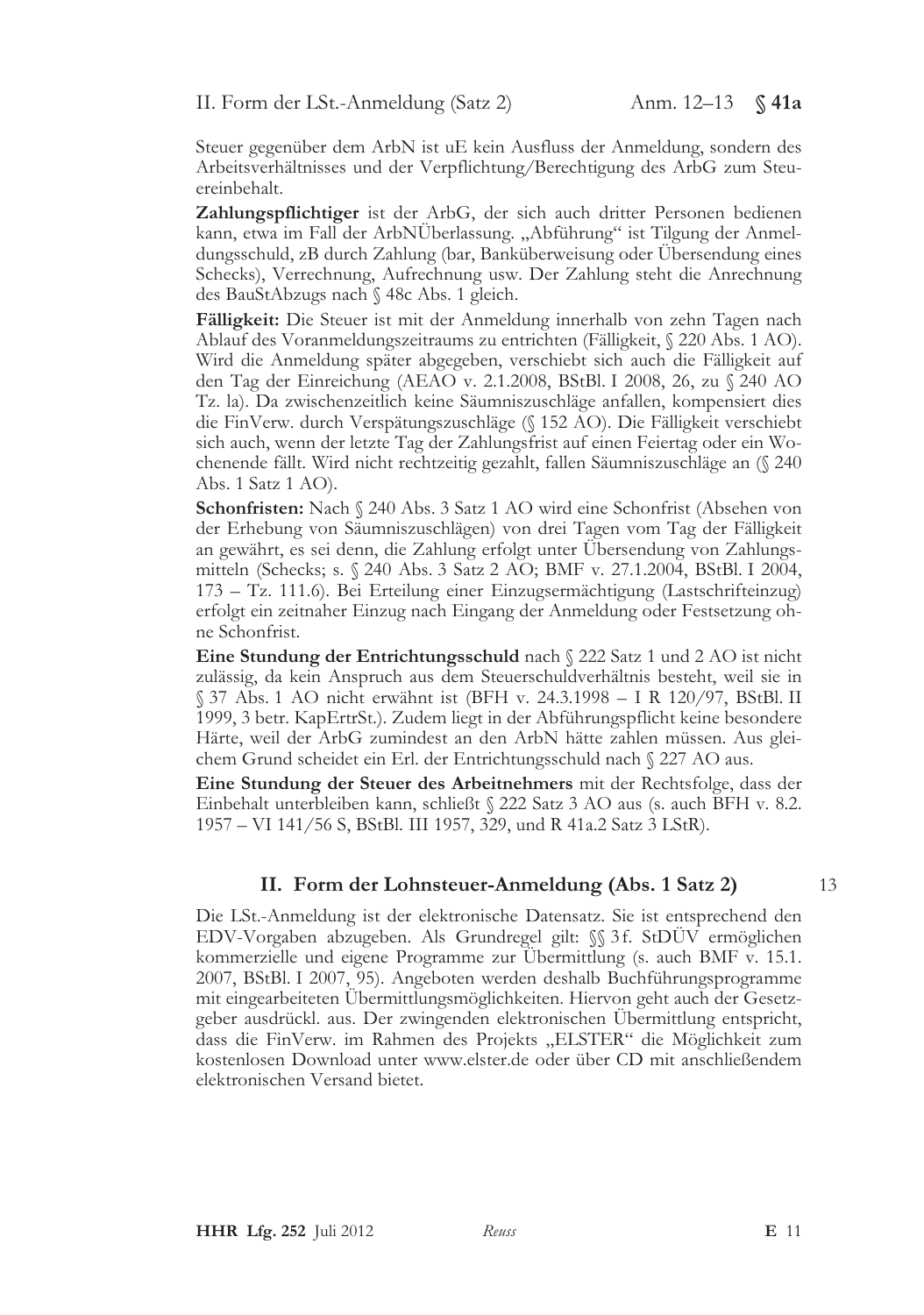Steuer gegenüber dem ArbN ist uE kein Ausfluss der Anmeldung, sondern des Arbeitsverhältnisses und der Verpflichtung/Berechtigung des ArbG zum Steuereinbehalt.

**Zahlungspflichtiger** ist der ArbG, der sich auch dritter Personen bedienen kann, etwa im Fall der ArbNÜberlassung. „Abführung" ist Tilgung der Anmeldungsschuld, zB durch Zahlung (bar, Banküberweisung oder Übersendung eines Schecks), Verrechnung, Aufrechnung usw. Der Zahlung steht die Anrechnung des BauStAbzugs nach § 48c Abs. 1 gleich.

**Fälligkeit:** Die Steuer ist mit der Anmeldung innerhalb von zehn Tagen nach Ablauf des Voranmeldungszeitraums zu entrichten (Fälligkeit, § 220 Abs. 1 AO). Wird die Anmeldung später abgegeben, verschiebt sich auch die Fälligkeit auf den Tag der Einreichung (AEAO v. 2.1.2008, BStBl. I 2008, 26, zu § 240 AO Tz. la). Da zwischenzeitlich keine Säumniszuschläge anfallen, kompensiert dies die FinVerw. durch Verspätungszuschläge (§ 152 AO). Die Fälligkeit verschiebt sich auch, wenn der letzte Tag der Zahlungsfrist auf einen Feiertag oder ein Wochenende fällt. Wird nicht rechtzeitig gezahlt, fallen Säumniszuschläge an (§ 240 Abs. 1 Satz 1 AO).

**Schonfristen:** Nach § 240 Abs. 3 Satz 1 AO wird eine Schonfrist (Absehen von der Erhebung von Säumniszuschlägen) von drei Tagen vom Tag der Fälligkeit an gewährt, es sei denn, die Zahlung erfolgt unter Übersendung von Zahlungsmitteln (Schecks; s. § 240 Abs. 3 Satz 2 AO; BMF v. 27.1.2004, BStBl. I 2004, 173 – Tz. 111.6). Bei Erteilung einer Einzugsermächtigung (Lastschrifteinzug) erfolgt ein zeitnaher Einzug nach Eingang der Anmeldung oder Festsetzung ohne Schonfrist.

**Eine Stundung der Entrichtungsschuld** nach § 222 Satz 1 und 2 AO ist nicht zulässig, da kein Anspruch aus dem Steuerschuldverhältnis besteht, weil sie in § 37 Abs. 1 AO nicht erwähnt ist (BFH v. 24.3.1998 – I R 120/97, BStBl. II 1999, 3 betr. KapErtrSt.). Zudem liegt in der Abführungspflicht keine besondere Härte, weil der ArbG zumindest an den ArbN hätte zahlen müssen. Aus gleichem Grund scheidet ein Erl. der Entrichtungsschuld nach § 227 AO aus.

**Eine Stundung der Steuer des Arbeitnehmers** mit der Rechtsfolge, dass der Einbehalt unterbleiben kann, schließt § 222 Satz 3 AO aus (s. auch BFH v. 8.2.1957 – VI 141/56 S, BStBl. III 1957, 329, und R 41a.2 Satz 3 LStR).

## II. Form der Lohnsteuer-Anmeldung (Abs. 1 Satz 2)

13

Die LSt.-Anmeldung ist der elektronische Datensatz. Sie ist entsprechend den EDV-Vorgaben abzugeben. Als Grundregel gilt: §§ 3 f. StDÜV ermöglichen kommerzielle und eigene Programme zur Übermittlung (s. auch BMF v. 15.1.2007, BStBl. I 2007, 95). Angeboten werden deshalb Buchführungsprogramme mit eingearbeiteten Übermittlungsmöglichkeiten. Hiervon geht auch der Gesetzgeber ausdrückl. aus. Der zwingenden elektronischen Übermittlung entspricht, dass die FinVerw. im Rahmen des Projekts „ELSTER" die Möglichkeit zum kostenlosen Download unter www.elster.de oder über CD mit anschließendem elektronischen Versand bietet.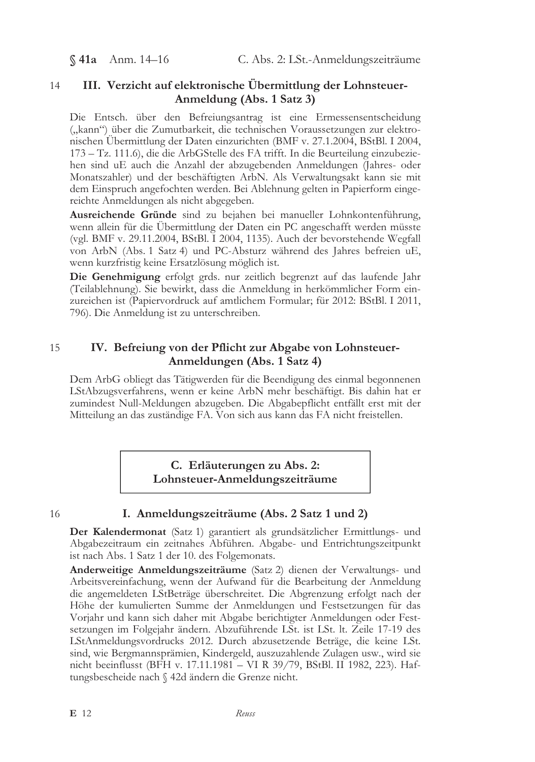14

## III. Verzicht auf elektronische Übermittlung der Lohnsteuer-Anmeldung (Abs. 1 Satz 3)

Die Entsch. über den Befreiungsantrag ist eine Ermessensentscheidung („kann") über die Zumutbarkeit, die technischen Voraussetzungen zur elektronischen Übermittlung der Daten einzurichten (BMF v. 27.1.2004, BStBl. I 2004, 173 – Tz. 111.6), die die ArbGStelle des FA trifft. In die Beurteilung einzubeziehen sind uE auch die Anzahl der abzugebenden Anmeldungen (Jahres- oder Monatszahler) und der beschäftigten ArbN. Als Verwaltungsakt kann sie mit dem Einspruch angefochten werden. Bei Ablehnung gelten in Papierform eingereichte Anmeldungen als nicht abgegeben.

**Ausreichende Gründe** sind zu bejahen bei manueller Lohnkontenführung, wenn allein für die Übermittlung der Daten ein PC angeschafft werden müsste (vgl. BMF v. 29.11.2004, BStBl. I 2004, 1135). Auch der bevorstehende Wegfall von ArbN (Abs. 1 Satz 4) und PC-Absturz während des Jahres befreien uE, wenn kurzfristig keine Ersatzlösung möglich ist.

**Die Genehmigung** erfolgt grds. nur zeitlich begrenzt auf das laufende Jahr (Teilablehnung). Sie bewirkt, dass die Anmeldung in herkömmlicher Form einzureichen ist (Papiervordruck auf amtlichem Formular; für 2012: BStBl. I 2011, 796). Die Anmeldung ist zu unterschreiben.

15

## IV. Befreiung von der Pflicht zur Abgabe von Lohnsteuer-Anmeldungen (Abs. 1 Satz 4)

Dem ArbG obliegt das Tätigwerden für die Beendigung des einmal begonnenen LStAbzugsverfahrens, wenn er keine ArbN mehr beschäftigt. Bis dahin hat er zumindest Null-Meldungen abzugeben. Die Abgabepflicht entfällt erst mit der Mitteilung an das zuständige FA. Von sich aus kann das FA nicht freistellen.

# C. Erläuterungen zu Abs. 2: Lohnsteuer-Anmeldungszeiträume

16

## I. Anmeldungszeiträume (Abs. 2 Satz 1 und 2)

**Der Kalendermonat** (Satz 1) garantiert als grundsätzlicher Ermittlungs- und Abgabezeitraum ein zeitnahes Abführen. Abgabe- und Entrichtungszeitpunkt ist nach Abs. 1 Satz 1 der 10. des Folgemonats.

**Anderweitige Anmeldungszeiträume** (Satz 2) dienen der Verwaltungs- und Arbeitsvereinfachung, wenn der Aufwand für die Bearbeitung der Anmeldung die angemeldeten LStBeträge überschreitet. Die Abgrenzung erfolgt nach der Höhe der kumulierten Summe der Anmeldungen und Festsetzungen für das Vorjahr und kann sich daher mit Abgabe berichtigter Anmeldungen oder Festsetzungen im Folgejahr ändern. Abzuführende LSt. ist LSt. lt. Zeile 17-19 des LStAnmeldungsvordrucks 2012. Durch abzusetzende Beträge, die keine LSt. sind, wie Bergmannsprämien, Kindergeld, auszuzahlende Zulagen usw., wird sie nicht beeinflusst (BFH v. 17.11.1981 – VI R 39/79, BStBl. II 1982, 223). Haftungsbescheide nach § 42d ändern die Grenze nicht.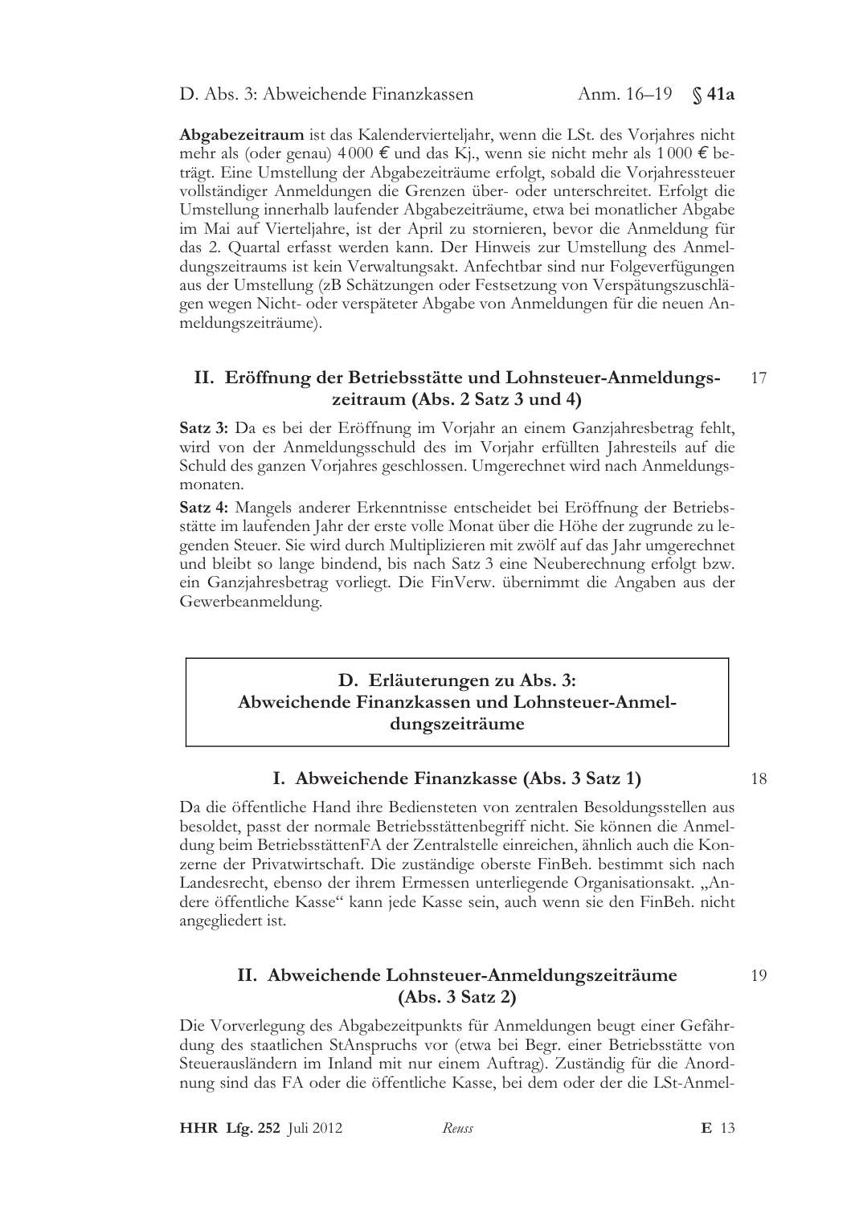**Abgabezeitraum** ist das Kalendervierteljahr, wenn die LSt. des Vorjahres nicht mehr als (oder genau) 4 000 € und das Kj., wenn sie nicht mehr als 1 000 € beträgt. Eine Umstellung der Abgabezeiträume erfolgt, sobald die Vorjahressteuer vollständiger Anmeldungen die Grenzen über- oder unterschreitet. Erfolgt die Umstellung innerhalb laufender Abgabezeiträume, etwa bei monatlicher Abgabe im Mai auf Vierteljahre, ist der April zu stornieren, bevor die Anmeldung für das 2. Quartal erfasst werden kann. Der Hinweis zur Umstellung des Anmeldungszeitraums ist kein Verwaltungsakt. Anfechtbar sind nur Folgeverfügungen aus der Umstellung (zB Schätzungen oder Festsetzung von Verspätungszuschlägen wegen Nicht- oder verspäteter Abgabe von Anmeldungen für die neuen Anmeldungszeiträume).

### II. Eröffnung der Betriebsstätte und Lohnsteuer-Anmeldungszeitraum (Abs. 2 Satz 3 und 4)

17

**Satz 3:** Da es bei der Eröffnung im Vorjahr an einem Ganzjahresbetrag fehlt, wird von der Anmeldungsschuld des im Vorjahr erfüllten Jahresteils auf die Schuld des ganzen Vorjahres geschlossen. Umgerechnet wird nach Anmeldungsmonaten.

**Satz 4:** Mangels anderer Erkenntnisse entscheidet bei Eröffnung der Betriebsstätte im laufenden Jahr der erste volle Monat über die Höhe der zugrunde zu legenden Steuer. Sie wird durch Multiplizieren mit zwölf auf das Jahr umgerechnet und bleibt so lange bindend, bis nach Satz 3 eine Neuberechnung erfolgt bzw. ein Ganzjahresbetrag vorliegt. Die FinVerw. übernimmt die Angaben aus der Gewerbeanmeldung.

## D. Erläuterungen zu Abs. 3: Abweichende Finanzkassen und Lohnsteuer-Anmeldungszeiträume

### I. Abweichende Finanzkasse (Abs. 3 Satz 1)

18

Da die öffentliche Hand ihre Bediensteten von zentralen Besoldungsstellen aus besoldet, passt der normale Betriebsstättenbegriff nicht. Sie können die Anmeldung beim BetriebsstättenFA der Zentralstelle einreichen, ähnlich auch die Konzerne der Privatwirtschaft. Die zuständige oberste FinBeh. bestimmt sich nach Landesrecht, ebenso der ihrem Ermessen unterliegende Organisationsakt. „Andere öffentliche Kasse" kann jede Kasse sein, auch wenn sie den FinBeh. nicht angegliedert ist.

### II. Abweichende Lohnsteuer-Anmeldungszeiträume (Abs. 3 Satz 2)

19

Die Vorverlegung des Abgabezeitpunkts für Anmeldungen beugt einer Gefährdung des staatlichen StAnspruchs vor (etwa bei Begr. einer Betriebsstätte von Steuerausländern im Inland mit nur einem Auftrag). Zuständig für die Anordnung sind das FA oder die öffentliche Kasse, bei dem oder der die LSt-Anmel-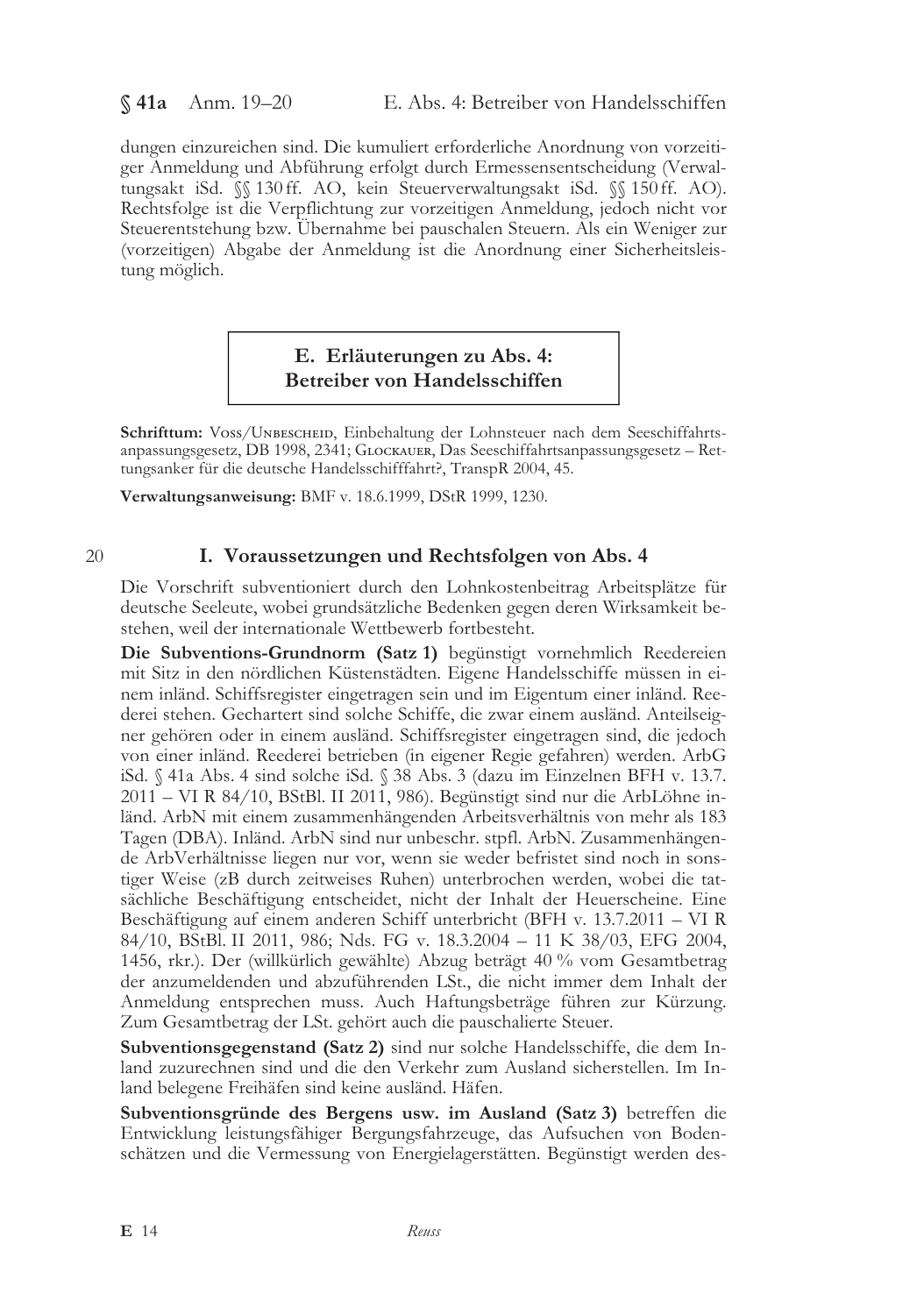dungen einzureichen sind. Die kumuliert erforderliche Anordnung von vorzeitiger Anmeldung und Abführung erfolgt durch Ermessensentscheidung (Verwaltungsakt iSd. §§ 130 ff. AO, kein Steuerverwaltungsakt iSd. §§ 150 ff. AO). Rechtsfolge ist die Verpflichtung zur vorzeitigen Anmeldung, jedoch nicht vor Steuerentstehung bzw. Übernahme bei pauschalen Steuern. Als ein Weniger zur (vorzeitigen) Abgabe der Anmeldung ist die Anordnung einer Sicherheitsleistung möglich.

## E. Erläuterungen zu Abs. 4: Betreiber von Handelsschiffen

**Schrifttum:** Voss/Unbescheid, Einbehaltung der Lohnsteuer nach dem Seeschiffahrtsanpassungsgesetz, DB 1998, 2341; Glockauer, Das Seeschiffahrtsanpassungsgesetz – Rettungsanker für die deutsche Handelsschifffahrt?, TranspR 2004, 45.

**Verwaltungsanweisung:** BMF v. 18.6.1999, DStR 1999, 1230.

### I. Voraussetzungen und Rechtsfolgen von Abs. 4

20

Die Vorschrift subventioniert durch den Lohnkostenbeitrag Arbeitsplätze für deutsche Seeleute, wobei grundsätzliche Bedenken gegen deren Wirksamkeit bestehen, weil der internationale Wettbewerb fortbesteht.

**Die Subventions-Grundnorm (Satz 1)** begünstigt vornehmlich Reedereien mit Sitz in den nördlichen Küstenstädten. Eigene Handelsschiffe müssen in einem inländ. Schiffsregister eingetragen sein und im Eigentum einer inländ. Reederei stehen. Gechartert sind solche Schiffe, die zwar einem ausländ. Anteilseigner gehören oder in einem ausländ. Schiffsregister eingetragen sind, die jedoch von einer inländ. Reederei betrieben (in eigener Regie gefahren) werden. ArbG iSd. § 41a Abs. 4 sind solche iSd. § 38 Abs. 3 (dazu im Einzelnen BFH v. 13.7.2011 – VI R 84/10, BStBl. II 2011, 986). Begünstigt sind nur die ArbLöhne inländ. ArbN mit einem zusammenhängenden Arbeitsverhältnis von mehr als 183 Tagen (DBA). Inländ. ArbN sind nur unbeschr. stpfl. ArbN. Zusammenhängende ArbVerhältnisse liegen nur vor, wenn sie weder befristet sind noch in sonstiger Weise (zB durch zeitweises Ruhen) unterbrochen werden, wobei die tatsächliche Beschäftigung entscheidet, nicht der Inhalt der Heuerscheine. Eine Beschäftigung auf einem anderen Schiff unterbricht (BFH v. 13.7.2011 – VI R 84/10, BStBl. II 2011, 986; Nds. FG v. 18.3.2004 – 11 K 38/03, EFG 2004, 1456, rkr.). Der (willkürlich gewählte) Abzug beträgt 40 % vom Gesamtbetrag der anzumeldenden und abzuführenden LSt., die nicht immer dem Inhalt der Anmeldung entsprechen muss. Auch Haftungsbeträge führen zur Kürzung. Zum Gesamtbetrag der LSt. gehört auch die pauschalierte Steuer.

**Subventionsgegenstand (Satz 2)** sind nur solche Handelsschiffe, die dem Inland zuzurechnen sind und die den Verkehr zum Ausland sicherstellen. Im Inland belegene Freihäfen sind keine ausländ. Häfen.

**Subventionsgründe des Bergens usw. im Ausland (Satz 3)** betreffen die Entwicklung leistungsfähiger Bergungsfahrzeuge, das Aufsuchen von Bodenschätzen und die Vermessung von Energielagerstätten. Begünstigt werden des-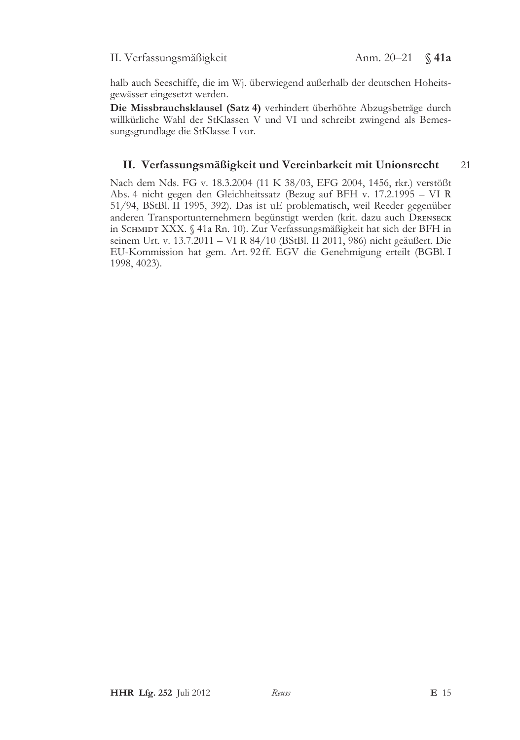halb auch Seeschiffe, die im Wj. überwiegend außerhalb der deutschen Hoheitsgewässer eingesetzt werden.

**Die Missbrauchsklausel (Satz 4)** verhindert überhöhte Abzugsbeträge durch willkürliche Wahl der StKlassen V und VI und schreibt zwingend als Bemessungsgrundlage die StKlasse I vor.

## II. Verfassungsmäßigkeit und Vereinbarkeit mit Unionsrecht

21

Nach dem Nds. FG v. 18.3.2004 (11 K 38/03, EFG 2004, 1456, rkr.) verstößt Abs. 4 nicht gegen den Gleichheitssatz (Bezug auf BFH v. 17.2.1995 – VI R 51/94, BStBl. II 1995, 392). Das ist uE problematisch, weil Reeder gegenüber anderen Transportunternehmern begünstigt werden (krit. dazu auch Drenseck in Schmidt XXX. § 41a Rn. 10). Zur Verfassungsmäßigkeit hat sich der BFH in seinem Urt. v. 13.7.2011 – VI R 84/10 (BStBl. II 2011, 986) nicht geäußert. Die EU-Kommission hat gem. Art. 92 ff. EGV die Genehmigung erteilt (BGBl. I 1998, 4023).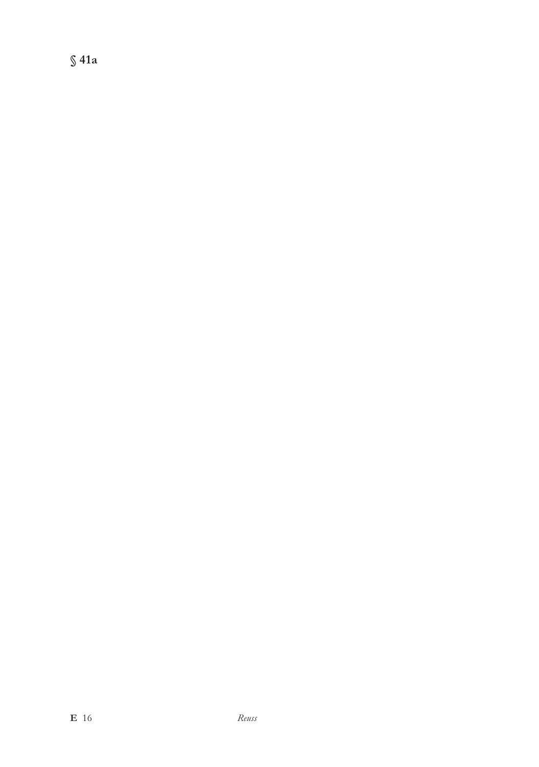§ 41a